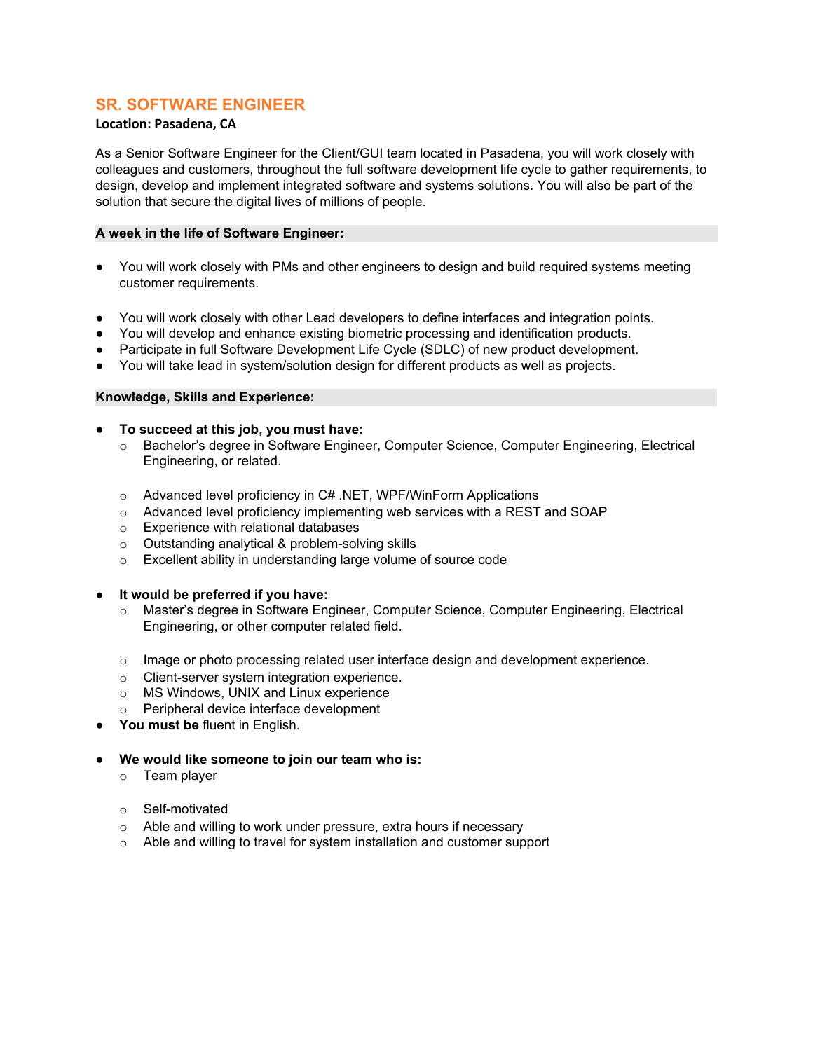# SR. SOFTWARE ENGINEER

**Location: Pasadena, CA**

As a Senior Software Engineer for the Client/GUI team located in Pasadena, you will work closely with colleagues and customers, throughout the full software development life cycle to gather requirements, to design, develop and implement integrated software and systems solutions. You will also be part of the solution that secure the digital lives of millions of people.

## A week in the life of Software Engineer:

- You will work closely with PMs and other engineers to design and build required systems meeting customer requirements.
- You will work closely with other Lead developers to define interfaces and integration points.
- You will develop and enhance existing biometric processing and identification products.
- Participate in full Software Development Life Cycle (SDLC) of new product development.
- You will take lead in system/solution design for different products as well as projects.

## Knowledge, Skills and Experience:

- **To succeed at this job, you must have:**
  - Bachelor's degree in Software Engineer, Computer Science, Computer Engineering, Electrical Engineering, or related.
  - Advanced level proficiency in C# .NET, WPF/WinForm Applications
  - Advanced level proficiency implementing web services with a REST and SOAP
  - Experience with relational databases
  - Outstanding analytical & problem-solving skills
  - Excellent ability in understanding large volume of source code
- **It would be preferred if you have:**
  - Master's degree in Software Engineer, Computer Science, Computer Engineering, Electrical Engineering, or other computer related field.
  - Image or photo processing related user interface design and development experience.
  - Client-server system integration experience.
  - MS Windows, UNIX and Linux experience
  - Peripheral device interface development
- **You must be** fluent in English.
- **We would like someone to join our team who is:**
  - Team player
  - Self-motivated
  - Able and willing to work under pressure, extra hours if necessary
  - Able and willing to travel for system installation and customer support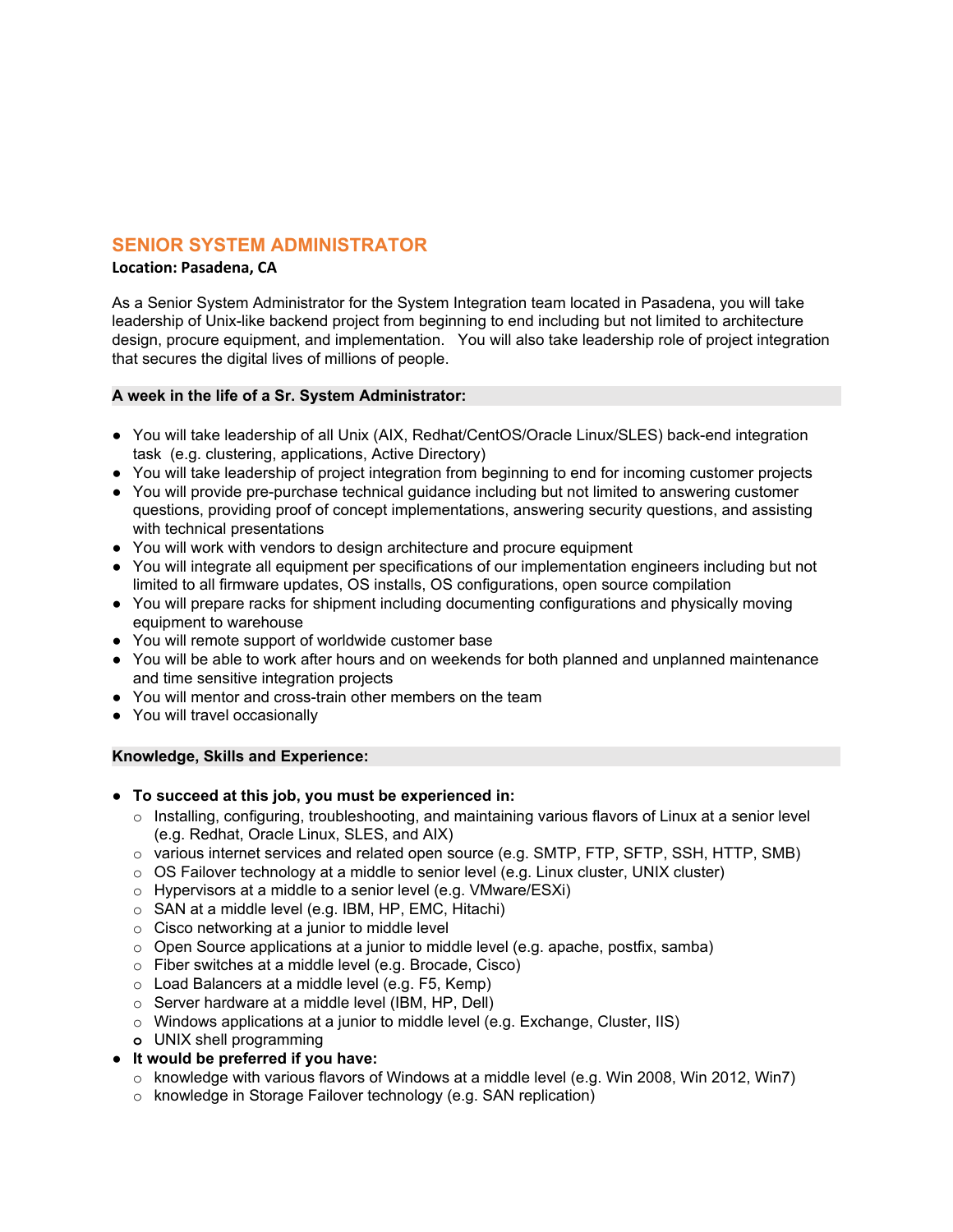## SENIOR SYSTEM ADMINISTRATOR

**Location: Pasadena, CA**

As a Senior System Administrator for the System Integration team located in Pasadena, you will take leadership of Unix-like backend project from beginning to end including but not limited to architecture design, procure equipment, and implementation. You will also take leadership role of project integration that secures the digital lives of millions of people.

### A week in the life of a Sr. System Administrator:

- You will take leadership of all Unix (AIX, Redhat/CentOS/Oracle Linux/SLES) back-end integration task (e.g. clustering, applications, Active Directory)
- You will take leadership of project integration from beginning to end for incoming customer projects
- You will provide pre-purchase technical guidance including but not limited to answering customer questions, providing proof of concept implementations, answering security questions, and assisting with technical presentations
- You will work with vendors to design architecture and procure equipment
- You will integrate all equipment per specifications of our implementation engineers including but not limited to all firmware updates, OS installs, OS configurations, open source compilation
- You will prepare racks for shipment including documenting configurations and physically moving equipment to warehouse
- You will remote support of worldwide customer base
- You will be able to work after hours and on weekends for both planned and unplanned maintenance and time sensitive integration projects
- You will mentor and cross-train other members on the team
- You will travel occasionally

### Knowledge, Skills and Experience:

- **To succeed at this job, you must be experienced in:**
  - Installing, configuring, troubleshooting, and maintaining various flavors of Linux at a senior level (e.g. Redhat, Oracle Linux, SLES, and AIX)
  - various internet services and related open source (e.g. SMTP, FTP, SFTP, SSH, HTTP, SMB)
  - OS Failover technology at a middle to senior level (e.g. Linux cluster, UNIX cluster)
  - Hypervisors at a middle to a senior level (e.g. VMware/ESXi)
  - SAN at a middle level (e.g. IBM, HP, EMC, Hitachi)
  - Cisco networking at a junior to middle level
  - Open Source applications at a junior to middle level (e.g. apache, postfix, samba)
  - Fiber switches at a middle level (e.g. Brocade, Cisco)
  - Load Balancers at a middle level (e.g. F5, Kemp)
  - Server hardware at a middle level (IBM, HP, Dell)
  - Windows applications at a junior to middle level (e.g. Exchange, Cluster, IIS)
  - UNIX shell programming
- **It would be preferred if you have:**
  - knowledge with various flavors of Windows at a middle level (e.g. Win 2008, Win 2012, Win7)
  - knowledge in Storage Failover technology (e.g. SAN replication)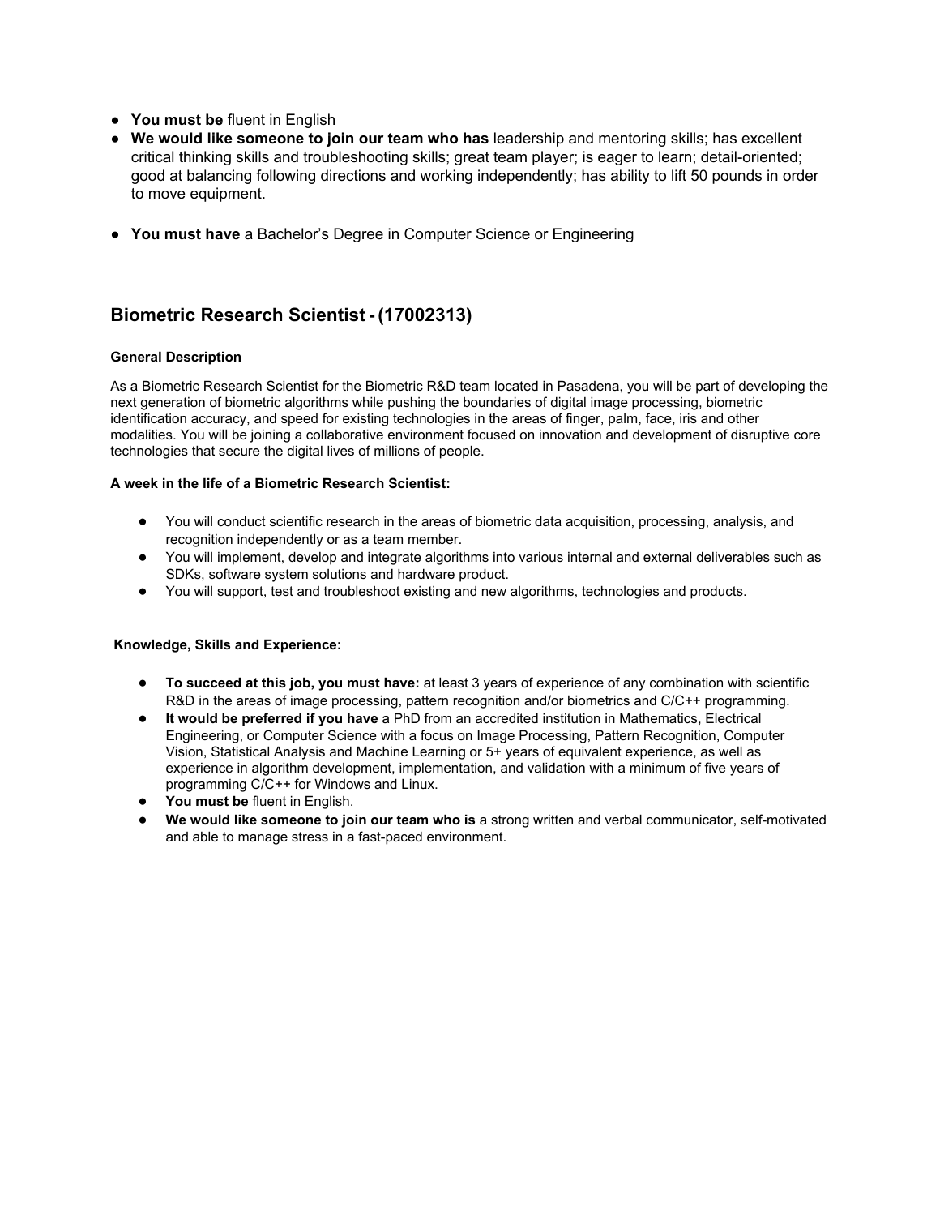- **You must be** fluent in English
- **We would like someone to join our team who has** leadership and mentoring skills; has excellent critical thinking skills and troubleshooting skills; great team player; is eager to learn; detail-oriented; good at balancing following directions and working independently; has ability to lift 50 pounds in order to move equipment.
- **You must have** a Bachelor's Degree in Computer Science or Engineering

## Biometric Research Scientist - (17002313)

**General Description**

As a Biometric Research Scientist for the Biometric R&D team located in Pasadena, you will be part of developing the next generation of biometric algorithms while pushing the boundaries of digital image processing, biometric identification accuracy, and speed for existing technologies in the areas of finger, palm, face, iris and other modalities. You will be joining a collaborative environment focused on innovation and development of disruptive core technologies that secure the digital lives of millions of people.

**A week in the life of a Biometric Research Scientist:**

- You will conduct scientific research in the areas of biometric data acquisition, processing, analysis, and recognition independently or as a team member.
- You will implement, develop and integrate algorithms into various internal and external deliverables such as SDKs, software system solutions and hardware product.
- You will support, test and troubleshoot existing and new algorithms, technologies and products.

**Knowledge, Skills and Experience:**

- **To succeed at this job, you must have:** at least 3 years of experience of any combination with scientific R&D in the areas of image processing, pattern recognition and/or biometrics and C/C++ programming.
- **It would be preferred if you have** a PhD from an accredited institution in Mathematics, Electrical Engineering, or Computer Science with a focus on Image Processing, Pattern Recognition, Computer Vision, Statistical Analysis and Machine Learning or 5+ years of equivalent experience, as well as experience in algorithm development, implementation, and validation with a minimum of five years of programming C/C++ for Windows and Linux.
- **You must be** fluent in English.
- **We would like someone to join our team who is** a strong written and verbal communicator, self-motivated and able to manage stress in a fast-paced environment.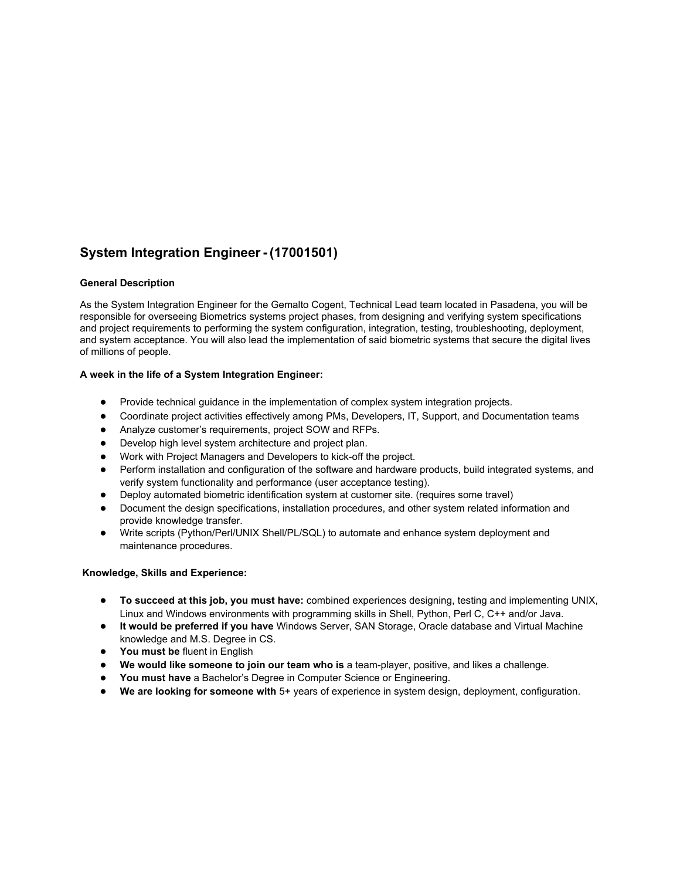## System Integration Engineer - (17001501)

### General Description

As the System Integration Engineer for the Gemalto Cogent, Technical Lead team located in Pasadena, you will be responsible for overseeing Biometrics systems project phases, from designing and verifying system specifications and project requirements to performing the system configuration, integration, testing, troubleshooting, deployment, and system acceptance. You will also lead the implementation of said biometric systems that secure the digital lives of millions of people.

### A week in the life of a System Integration Engineer:

- Provide technical guidance in the implementation of complex system integration projects.
- Coordinate project activities effectively among PMs, Developers, IT, Support, and Documentation teams
- Analyze customer's requirements, project SOW and RFPs.
- Develop high level system architecture and project plan.
- Work with Project Managers and Developers to kick-off the project.
- Perform installation and configuration of the software and hardware products, build integrated systems, and verify system functionality and performance (user acceptance testing).
- Deploy automated biometric identification system at customer site. (requires some travel)
- Document the design specifications, installation procedures, and other system related information and provide knowledge transfer.
- Write scripts (Python/Perl/UNIX Shell/PL/SQL) to automate and enhance system deployment and maintenance procedures.

### Knowledge, Skills and Experience:

- **To succeed at this job, you must have:** combined experiences designing, testing and implementing UNIX, Linux and Windows environments with programming skills in Shell, Python, Perl C, C++ and/or Java.
- **It would be preferred if you have** Windows Server, SAN Storage, Oracle database and Virtual Machine knowledge and M.S. Degree in CS.
- **You must be** fluent in English
- **We would like someone to join our team who is** a team-player, positive, and likes a challenge.
- **You must have** a Bachelor's Degree in Computer Science or Engineering.
- **We are looking for someone with** 5+ years of experience in system design, deployment, configuration.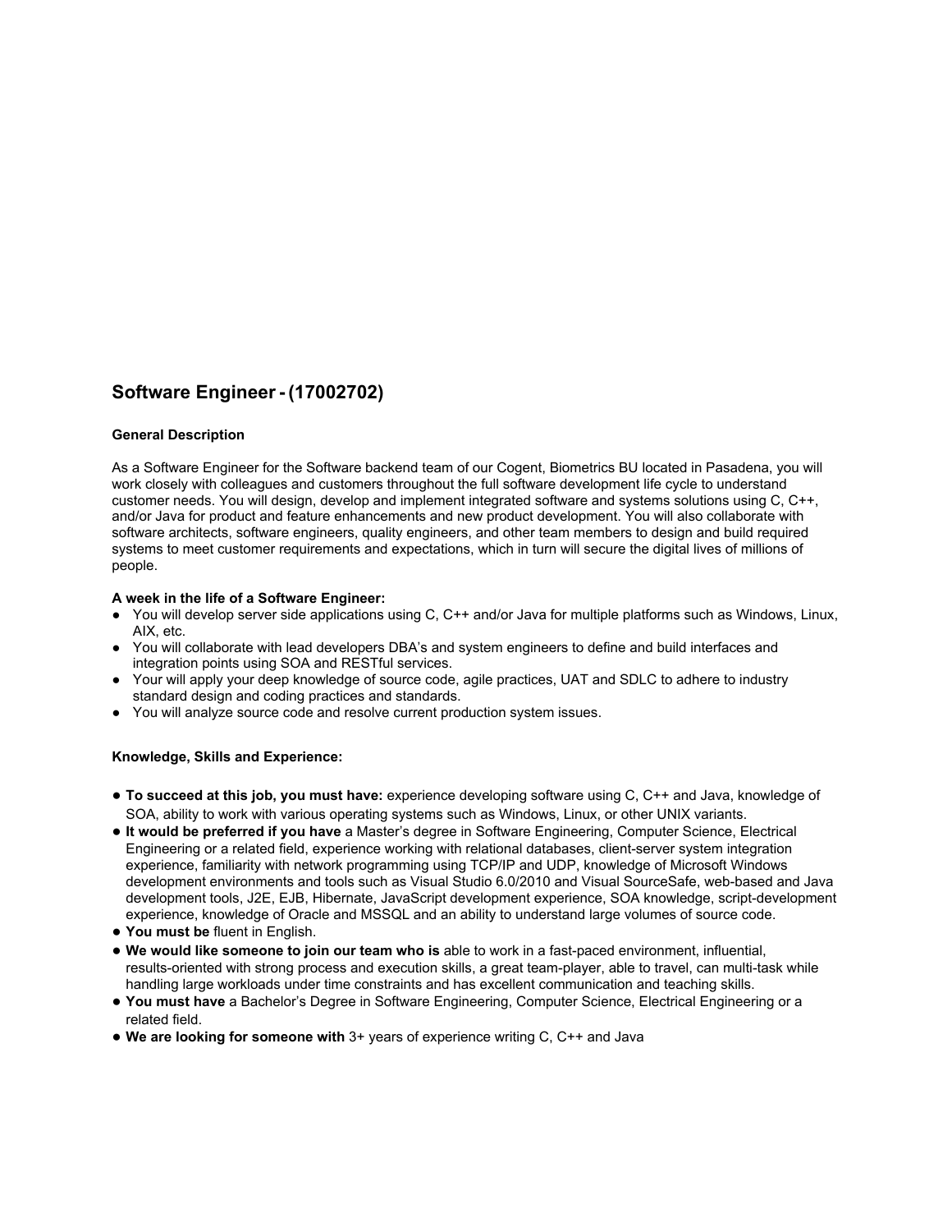## Software Engineer - (17002702)

**General Description**

As a Software Engineer for the Software backend team of our Cogent, Biometrics BU located in Pasadena, you will work closely with colleagues and customers throughout the full software development life cycle to understand customer needs. You will design, develop and implement integrated software and systems solutions using C, C++, and/or Java for product and feature enhancements and new product development. You will also collaborate with software architects, software engineers, quality engineers, and other team members to design and build required systems to meet customer requirements and expectations, which in turn will secure the digital lives of millions of people.

**A week in the life of a Software Engineer:**

- You will develop server side applications using C, C++ and/or Java for multiple platforms such as Windows, Linux, AIX, etc.
- You will collaborate with lead developers DBA's and system engineers to define and build interfaces and integration points using SOA and RESTful services.
- Your will apply your deep knowledge of source code, agile practices, UAT and SDLC to adhere to industry standard design and coding practices and standards.
- You will analyze source code and resolve current production system issues.

**Knowledge, Skills and Experience:**

- **To succeed at this job, you must have:** experience developing software using C, C++ and Java, knowledge of SOA, ability to work with various operating systems such as Windows, Linux, or other UNIX variants.
- **It would be preferred if you have** a Master's degree in Software Engineering, Computer Science, Electrical Engineering or a related field, experience working with relational databases, client-server system integration experience, familiarity with network programming using TCP/IP and UDP, knowledge of Microsoft Windows development environments and tools such as Visual Studio 6.0/2010 and Visual SourceSafe, web-based and Java development tools, J2E, EJB, Hibernate, JavaScript development experience, SOA knowledge, script-development experience, knowledge of Oracle and MSSQL and an ability to understand large volumes of source code.
- **You must be** fluent in English.
- **We would like someone to join our team who is** able to work in a fast-paced environment, influential, results-oriented with strong process and execution skills, a great team-player, able to travel, can multi-task while handling large workloads under time constraints and has excellent communication and teaching skills.
- **You must have** a Bachelor's Degree in Software Engineering, Computer Science, Electrical Engineering or a related field.
- **We are looking for someone with** 3+ years of experience writing C, C++ and Java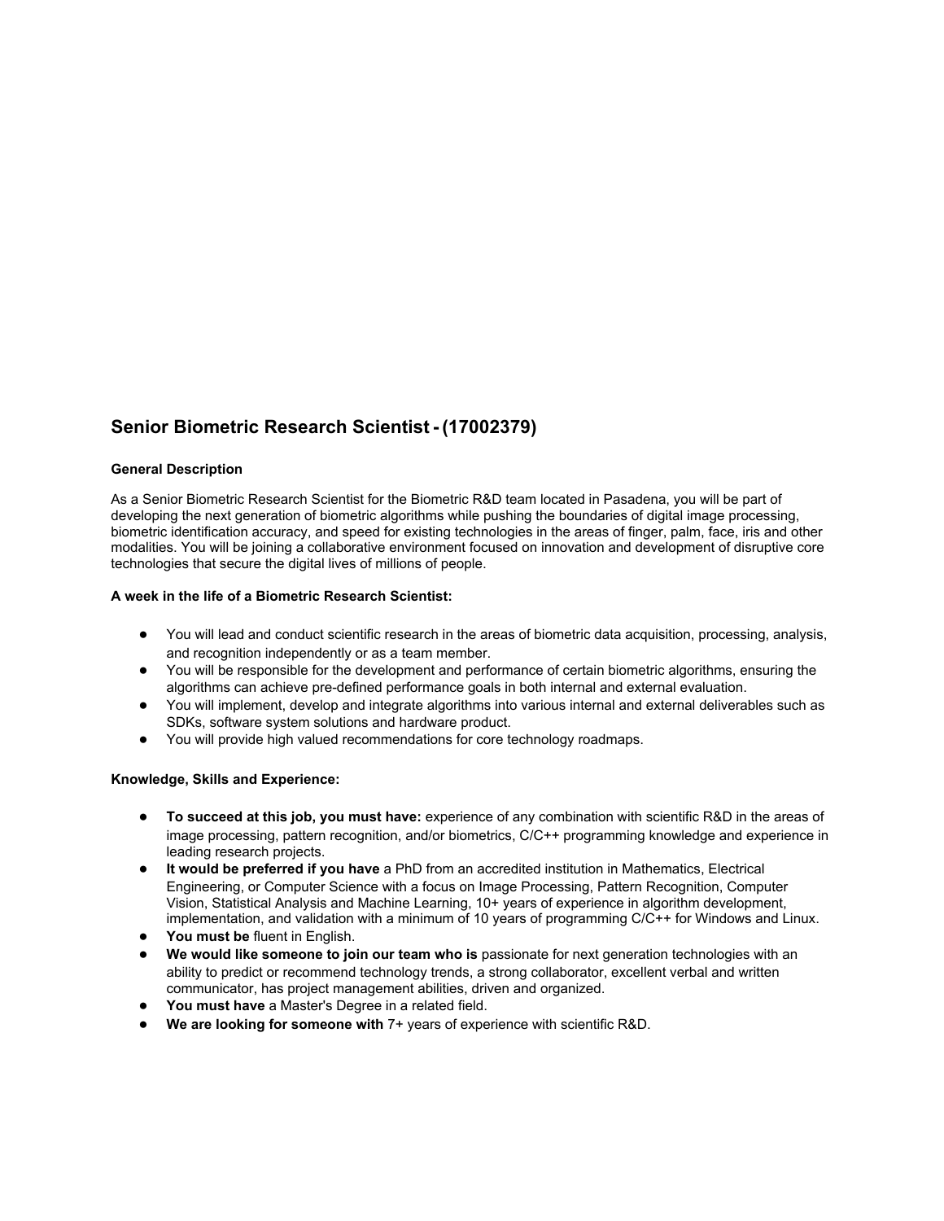## Senior Biometric Research Scientist - (17002379)

**General Description**

As a Senior Biometric Research Scientist for the Biometric R&D team located in Pasadena, you will be part of developing the next generation of biometric algorithms while pushing the boundaries of digital image processing, biometric identification accuracy, and speed for existing technologies in the areas of finger, palm, face, iris and other modalities. You will be joining a collaborative environment focused on innovation and development of disruptive core technologies that secure the digital lives of millions of people.

**A week in the life of a Biometric Research Scientist:**

- You will lead and conduct scientific research in the areas of biometric data acquisition, processing, analysis, and recognition independently or as a team member.
- You will be responsible for the development and performance of certain biometric algorithms, ensuring the algorithms can achieve pre-defined performance goals in both internal and external evaluation.
- You will implement, develop and integrate algorithms into various internal and external deliverables such as SDKs, software system solutions and hardware product.
- You will provide high valued recommendations for core technology roadmaps.

**Knowledge, Skills and Experience:**

- **To succeed at this job, you must have:** experience of any combination with scientific R&D in the areas of image processing, pattern recognition, and/or biometrics, C/C++ programming knowledge and experience in leading research projects.
- **It would be preferred if you have** a PhD from an accredited institution in Mathematics, Electrical Engineering, or Computer Science with a focus on Image Processing, Pattern Recognition, Computer Vision, Statistical Analysis and Machine Learning, 10+ years of experience in algorithm development, implementation, and validation with a minimum of 10 years of programming C/C++ for Windows and Linux.
- **You must be** fluent in English.
- **We would like someone to join our team who is** passionate for next generation technologies with an ability to predict or recommend technology trends, a strong collaborator, excellent verbal and written communicator, has project management abilities, driven and organized.
- **You must have** a Master's Degree in a related field.
- **We are looking for someone with** 7+ years of experience with scientific R&D.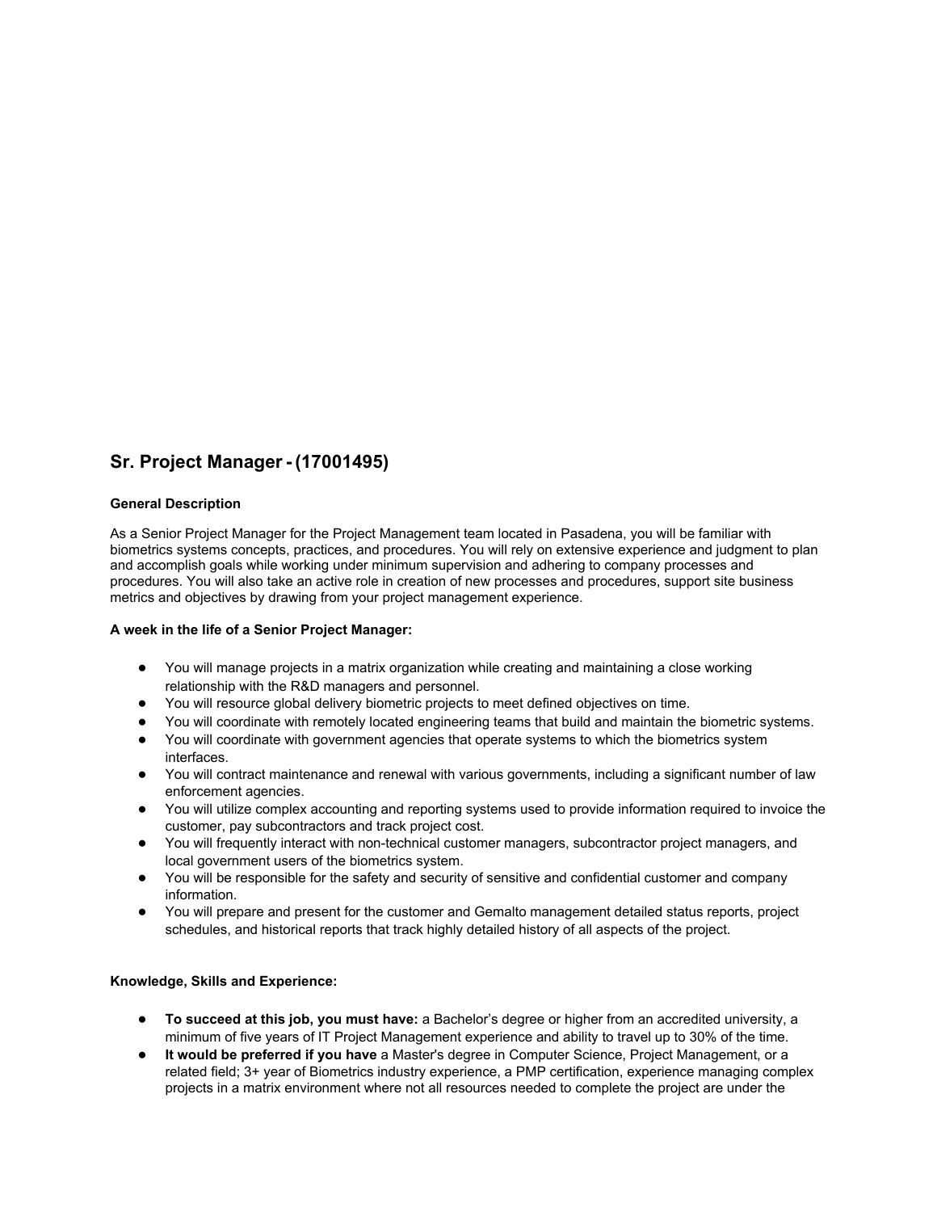## Sr. Project Manager - (17001495)

**General Description**

As a Senior Project Manager for the Project Management team located in Pasadena, you will be familiar with biometrics systems concepts, practices, and procedures. You will rely on extensive experience and judgment to plan and accomplish goals while working under minimum supervision and adhering to company processes and procedures. You will also take an active role in creation of new processes and procedures, support site business metrics and objectives by drawing from your project management experience.

**A week in the life of a Senior Project Manager:**

- You will manage projects in a matrix organization while creating and maintaining a close working relationship with the R&D managers and personnel.
- You will resource global delivery biometric projects to meet defined objectives on time.
- You will coordinate with remotely located engineering teams that build and maintain the biometric systems.
- You will coordinate with government agencies that operate systems to which the biometrics system interfaces.
- You will contract maintenance and renewal with various governments, including a significant number of law enforcement agencies.
- You will utilize complex accounting and reporting systems used to provide information required to invoice the customer, pay subcontractors and track project cost.
- You will frequently interact with non-technical customer managers, subcontractor project managers, and local government users of the biometrics system.
- You will be responsible for the safety and security of sensitive and confidential customer and company information.
- You will prepare and present for the customer and Gemalto management detailed status reports, project schedules, and historical reports that track highly detailed history of all aspects of the project.

**Knowledge, Skills and Experience:**

- **To succeed at this job, you must have:** a Bachelor's degree or higher from an accredited university, a minimum of five years of IT Project Management experience and ability to travel up to 30% of the time.
- **It would be preferred if you have** a Master's degree in Computer Science, Project Management, or a related field; 3+ year of Biometrics industry experience, a PMP certification, experience managing complex projects in a matrix environment where not all resources needed to complete the project are under the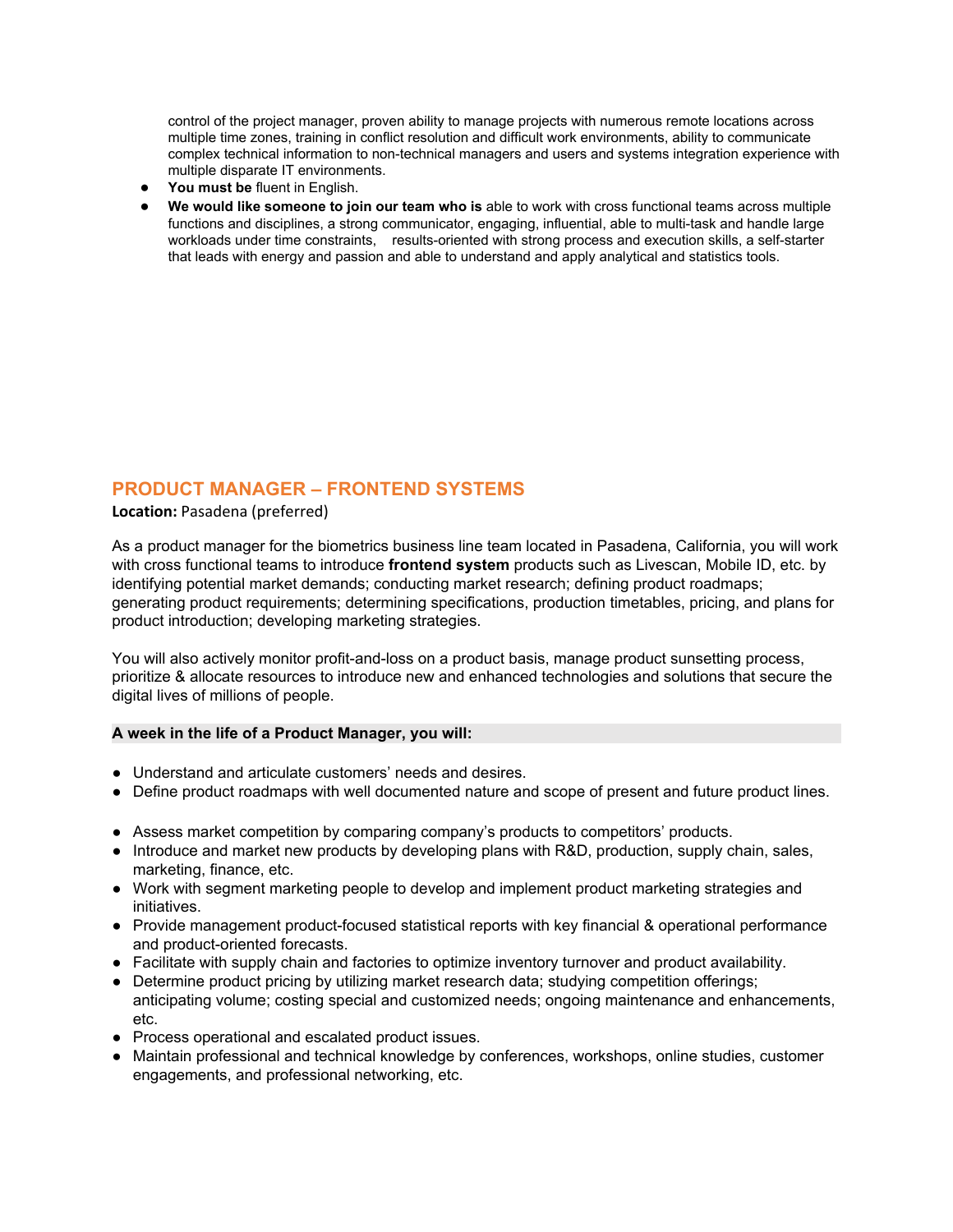control of the project manager, proven ability to manage projects with numerous remote locations across multiple time zones, training in conflict resolution and difficult work environments, ability to communicate complex technical information to non-technical managers and users and systems integration experience with multiple disparate IT environments.

- **You must be** fluent in English.
- **We would like someone to join our team who is** able to work with cross functional teams across multiple functions and disciplines, a strong communicator, engaging, influential, able to multi-task and handle large workloads under time constraints, results-oriented with strong process and execution skills, a self-starter that leads with energy and passion and able to understand and apply analytical and statistics tools.

## PRODUCT MANAGER – FRONTEND SYSTEMS

**Location:** Pasadena (preferred)

As a product manager for the biometrics business line team located in Pasadena, California, you will work with cross functional teams to introduce **frontend system** products such as Livescan, Mobile ID, etc. by identifying potential market demands; conducting market research; defining product roadmaps; generating product requirements; determining specifications, production timetables, pricing, and plans for product introduction; developing marketing strategies.

You will also actively monitor profit-and-loss on a product basis, manage product sunsetting process, prioritize & allocate resources to introduce new and enhanced technologies and solutions that secure the digital lives of millions of people.

**A week in the life of a Product Manager, you will:**

- Understand and articulate customers' needs and desires.
- Define product roadmaps with well documented nature and scope of present and future product lines.
- Assess market competition by comparing company's products to competitors' products.
- Introduce and market new products by developing plans with R&D, production, supply chain, sales, marketing, finance, etc.
- Work with segment marketing people to develop and implement product marketing strategies and initiatives.
- Provide management product-focused statistical reports with key financial & operational performance and product-oriented forecasts.
- Facilitate with supply chain and factories to optimize inventory turnover and product availability.
- Determine product pricing by utilizing market research data; studying competition offerings; anticipating volume; costing special and customized needs; ongoing maintenance and enhancements, etc.
- Process operational and escalated product issues.
- Maintain professional and technical knowledge by conferences, workshops, online studies, customer engagements, and professional networking, etc.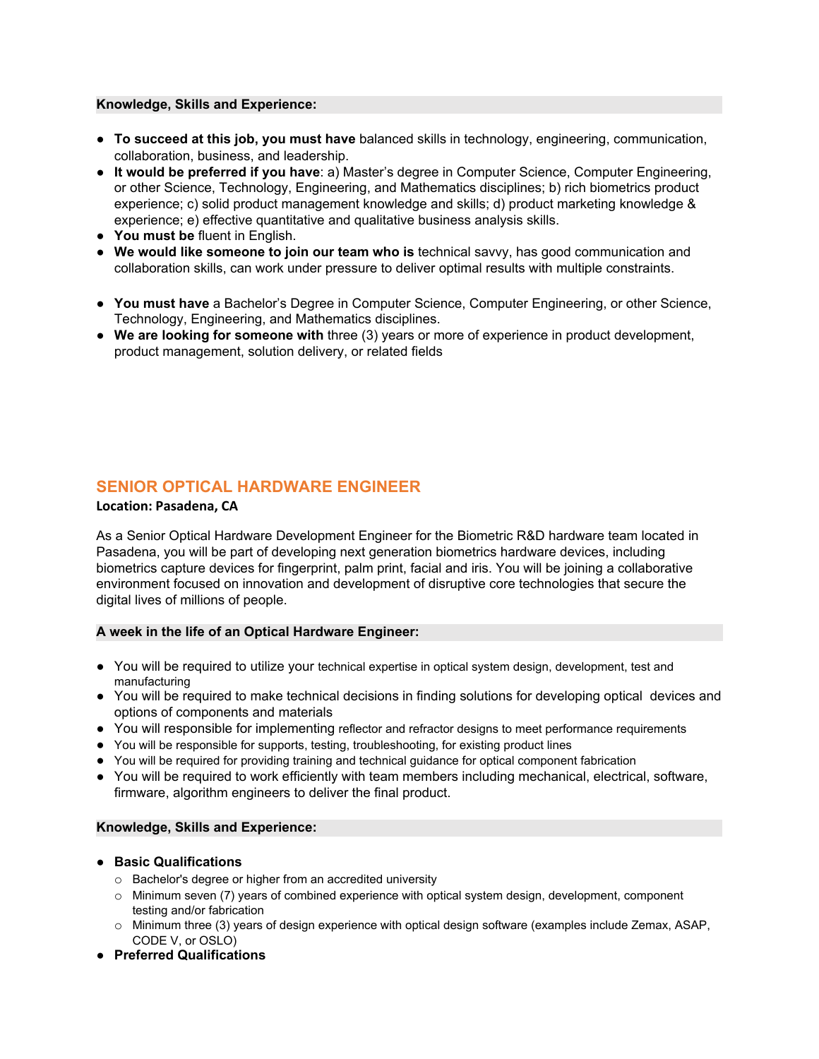**Knowledge, Skills and Experience:**

- **To succeed at this job, you must have** balanced skills in technology, engineering, communication, collaboration, business, and leadership.
- **It would be preferred if you have**: a) Master's degree in Computer Science, Computer Engineering, or other Science, Technology, Engineering, and Mathematics disciplines; b) rich biometrics product experience; c) solid product management knowledge and skills; d) product marketing knowledge & experience; e) effective quantitative and qualitative business analysis skills.
- **You must be** fluent in English.
- **We would like someone to join our team who is** technical savvy, has good communication and collaboration skills, can work under pressure to deliver optimal results with multiple constraints.

- **You must have** a Bachelor's Degree in Computer Science, Computer Engineering, or other Science, Technology, Engineering, and Mathematics disciplines.
- **We are looking for someone with** three (3) years or more of experience in product development, product management, solution delivery, or related fields

## SENIOR OPTICAL HARDWARE ENGINEER

**Location: Pasadena, CA**

As a Senior Optical Hardware Development Engineer for the Biometric R&D hardware team located in Pasadena, you will be part of developing next generation biometrics hardware devices, including biometrics capture devices for fingerprint, palm print, facial and iris. You will be joining a collaborative environment focused on innovation and development of disruptive core technologies that secure the digital lives of millions of people.

**A week in the life of an Optical Hardware Engineer:**

- You will be required to utilize your technical expertise in optical system design, development, test and manufacturing
- You will be required to make technical decisions in finding solutions for developing optical devices and options of components and materials
- You will responsible for implementing reflector and refractor designs to meet performance requirements
- You will be responsible for supports, testing, troubleshooting, for existing product lines
- You will be required for providing training and technical guidance for optical component fabrication
- You will be required to work efficiently with team members including mechanical, electrical, software, firmware, algorithm engineers to deliver the final product.

**Knowledge, Skills and Experience:**

- **Basic Qualifications**
  - Bachelor's degree or higher from an accredited university
  - Minimum seven (7) years of combined experience with optical system design, development, component testing and/or fabrication
  - Minimum three (3) years of design experience with optical design software (examples include Zemax, ASAP, CODE V, or OSLO)
- **Preferred Qualifications**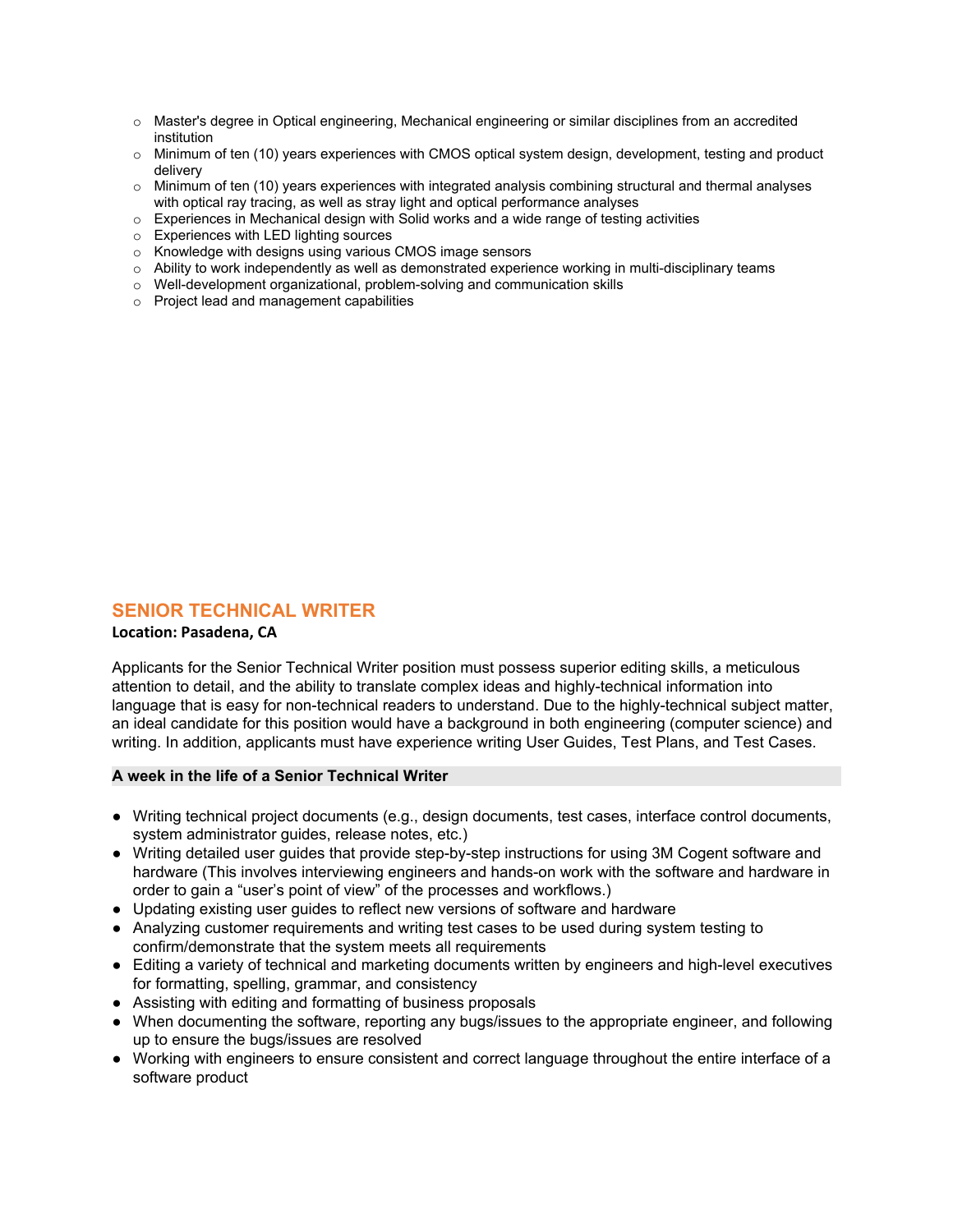- Master's degree in Optical engineering, Mechanical engineering or similar disciplines from an accredited institution
- Minimum of ten (10) years experiences with CMOS optical system design, development, testing and product delivery
- Minimum of ten (10) years experiences with integrated analysis combining structural and thermal analyses with optical ray tracing, as well as stray light and optical performance analyses
- Experiences in Mechanical design with Solid works and a wide range of testing activities
- Experiences with LED lighting sources
- Knowledge with designs using various CMOS image sensors
- Ability to work independently as well as demonstrated experience working in multi-disciplinary teams
- Well-development organizational, problem-solving and communication skills
- Project lead and management capabilities

## SENIOR TECHNICAL WRITER

**Location: Pasadena, CA**

Applicants for the Senior Technical Writer position must possess superior editing skills, a meticulous attention to detail, and the ability to translate complex ideas and highly-technical information into language that is easy for non-technical readers to understand. Due to the highly-technical subject matter, an ideal candidate for this position would have a background in both engineering (computer science) and writing. In addition, applicants must have experience writing User Guides, Test Plans, and Test Cases.

### A week in the life of a Senior Technical Writer

- Writing technical project documents (e.g., design documents, test cases, interface control documents, system administrator guides, release notes, etc.)
- Writing detailed user guides that provide step-by-step instructions for using 3M Cogent software and hardware (This involves interviewing engineers and hands-on work with the software and hardware in order to gain a "user's point of view" of the processes and workflows.)
- Updating existing user guides to reflect new versions of software and hardware
- Analyzing customer requirements and writing test cases to be used during system testing to confirm/demonstrate that the system meets all requirements
- Editing a variety of technical and marketing documents written by engineers and high-level executives for formatting, spelling, grammar, and consistency
- Assisting with editing and formatting of business proposals
- When documenting the software, reporting any bugs/issues to the appropriate engineer, and following up to ensure the bugs/issues are resolved
- Working with engineers to ensure consistent and correct language throughout the entire interface of a software product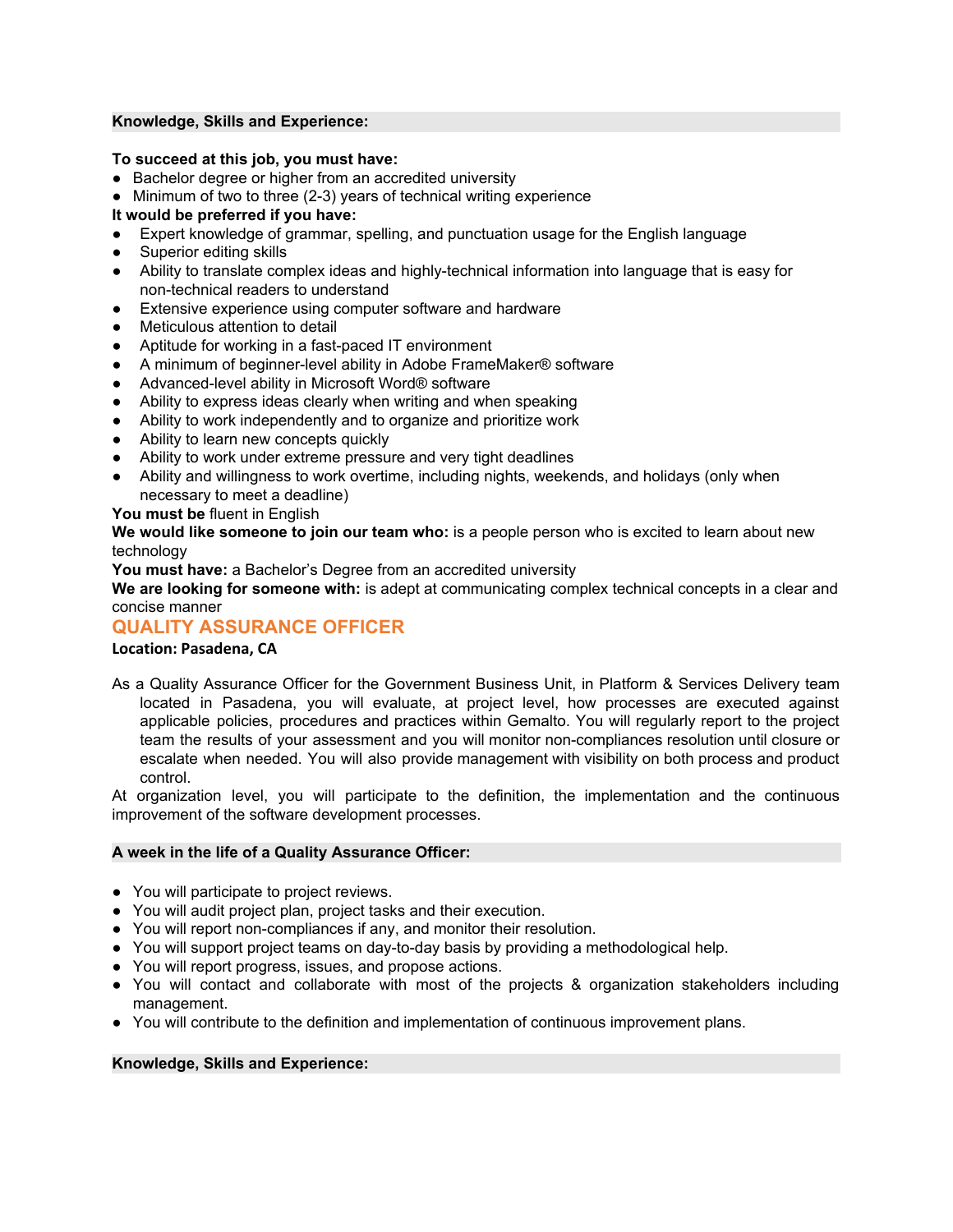**Knowledge, Skills and Experience:**

**To succeed at this job, you must have:**

- Bachelor degree or higher from an accredited university
- Minimum of two to three (2-3) years of technical writing experience

**It would be preferred if you have:**

- Expert knowledge of grammar, spelling, and punctuation usage for the English language
- Superior editing skills
- Ability to translate complex ideas and highly-technical information into language that is easy for non-technical readers to understand
- Extensive experience using computer software and hardware
- Meticulous attention to detail
- Aptitude for working in a fast-paced IT environment
- A minimum of beginner-level ability in Adobe FrameMaker® software
- Advanced-level ability in Microsoft Word® software
- Ability to express ideas clearly when writing and when speaking
- Ability to work independently and to organize and prioritize work
- Ability to learn new concepts quickly
- Ability to work under extreme pressure and very tight deadlines
- Ability and willingness to work overtime, including nights, weekends, and holidays (only when necessary to meet a deadline)

**You must be** fluent in English

**We would like someone to join our team who:** is a people person who is excited to learn about new technology

**You must have:** a Bachelor's Degree from an accredited university

**We are looking for someone with:** is adept at communicating complex technical concepts in a clear and concise manner

## QUALITY ASSURANCE OFFICER

**Location: Pasadena, CA**

As a Quality Assurance Officer for the Government Business Unit, in Platform & Services Delivery team located in Pasadena, you will evaluate, at project level, how processes are executed against applicable policies, procedures and practices within Gemalto. You will regularly report to the project team the results of your assessment and you will monitor non-compliances resolution until closure or escalate when needed. You will also provide management with visibility on both process and product control.

At organization level, you will participate to the definition, the implementation and the continuous improvement of the software development processes.

**A week in the life of a Quality Assurance Officer:**

- You will participate to project reviews.
- You will audit project plan, project tasks and their execution.
- You will report non-compliances if any, and monitor their resolution.
- You will support project teams on day-to-day basis by providing a methodological help.
- You will report progress, issues, and propose actions.
- You will contact and collaborate with most of the projects & organization stakeholders including management.
- You will contribute to the definition and implementation of continuous improvement plans.

**Knowledge, Skills and Experience:**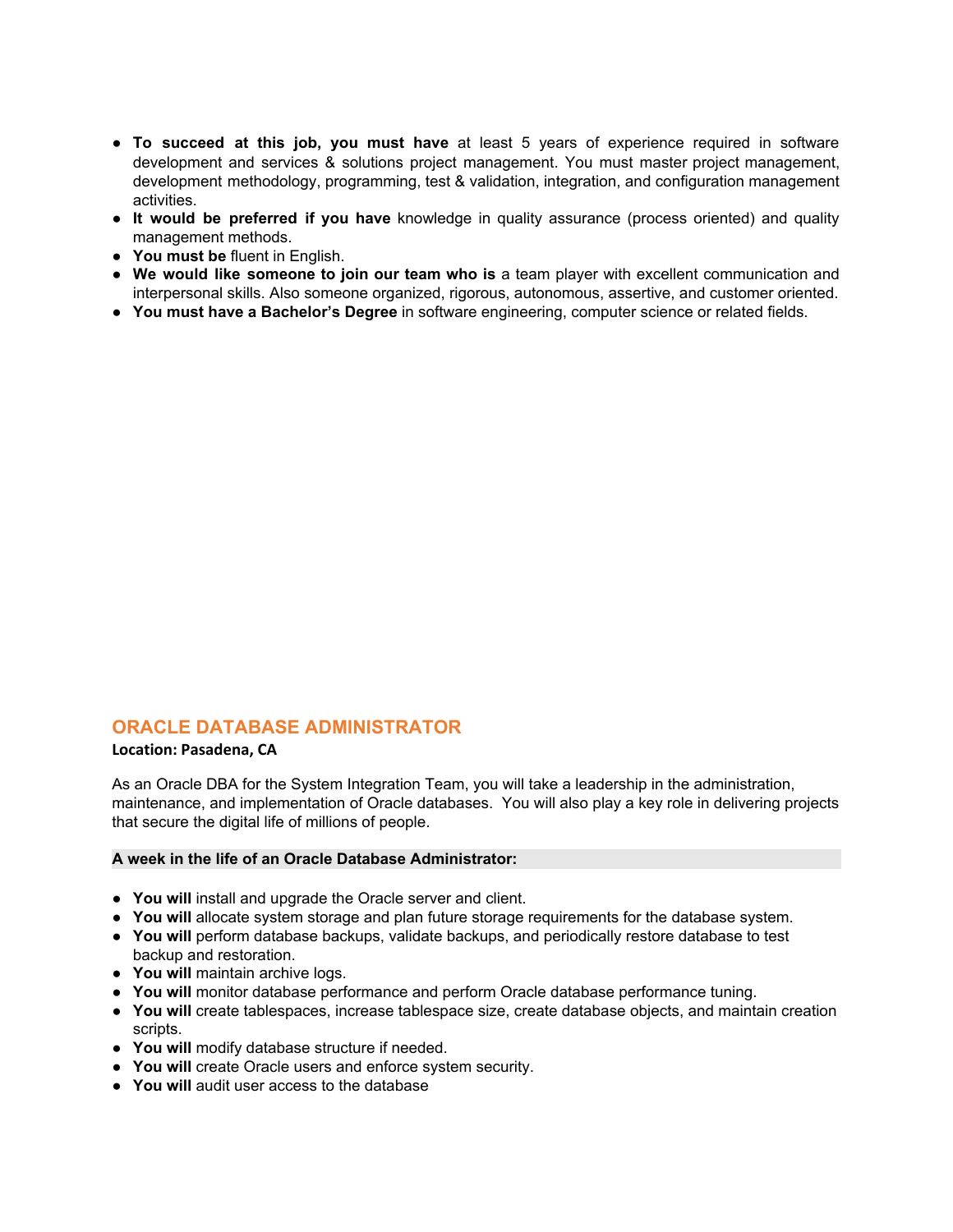- **To succeed at this job, you must have** at least 5 years of experience required in software development and services & solutions project management. You must master project management, development methodology, programming, test & validation, integration, and configuration management activities.
- **It would be preferred if you have** knowledge in quality assurance (process oriented) and quality management methods.
- **You must be** fluent in English.
- **We would like someone to join our team who is** a team player with excellent communication and interpersonal skills. Also someone organized, rigorous, autonomous, assertive, and customer oriented.
- **You must have a Bachelor's Degree** in software engineering, computer science or related fields.

## ORACLE DATABASE ADMINISTRATOR

**Location: Pasadena, CA**

As an Oracle DBA for the System Integration Team, you will take a leadership in the administration, maintenance, and implementation of Oracle databases. You will also play a key role in delivering projects that secure the digital life of millions of people.

**A week in the life of an Oracle Database Administrator:**

- **You will** install and upgrade the Oracle server and client.
- **You will** allocate system storage and plan future storage requirements for the database system.
- **You will** perform database backups, validate backups, and periodically restore database to test backup and restoration.
- **You will** maintain archive logs.
- **You will** monitor database performance and perform Oracle database performance tuning.
- **You will** create tablespaces, increase tablespace size, create database objects, and maintain creation scripts.
- **You will** modify database structure if needed.
- **You will** create Oracle users and enforce system security.
- **You will** audit user access to the database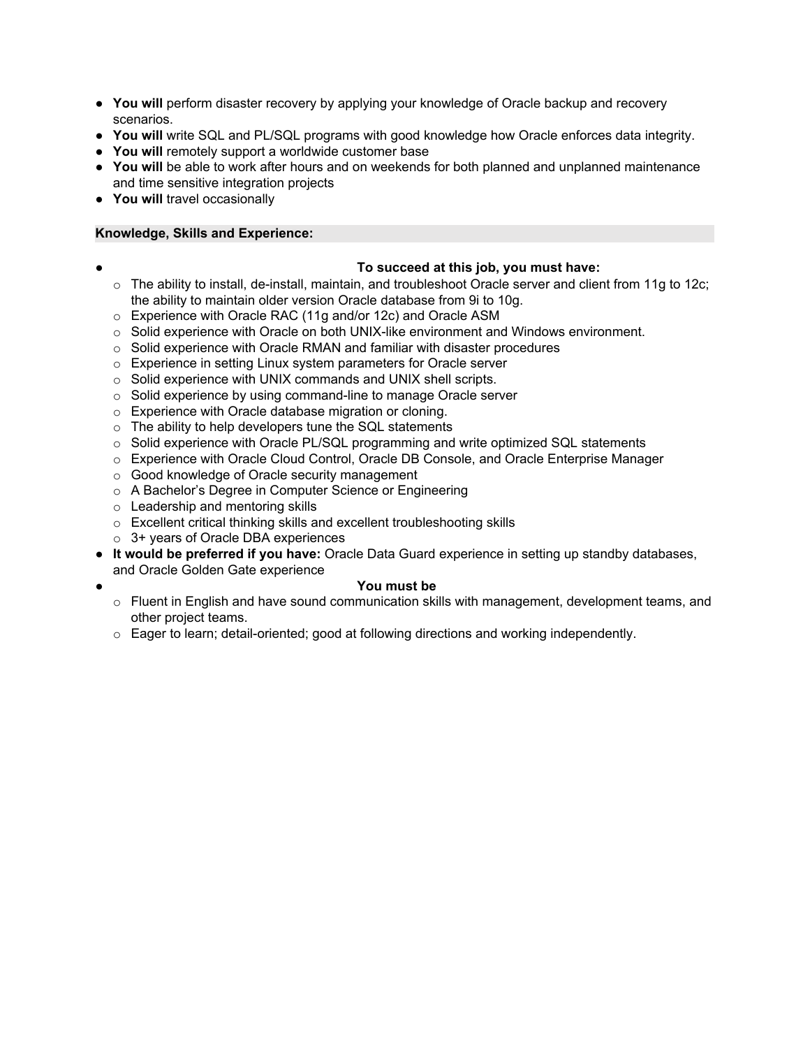- **You will** perform disaster recovery by applying your knowledge of Oracle backup and recovery scenarios.
- **You will** write SQL and PL/SQL programs with good knowledge how Oracle enforces data integrity.
- **You will** remotely support a worldwide customer base
- **You will** be able to work after hours and on weekends for both planned and unplanned maintenance and time sensitive integration projects
- **You will** travel occasionally

**Knowledge, Skills and Experience:**

- **To succeed at this job, you must have:**
  - The ability to install, de-install, maintain, and troubleshoot Oracle server and client from 11g to 12c; the ability to maintain older version Oracle database from 9i to 10g.
  - Experience with Oracle RAC (11g and/or 12c) and Oracle ASM
  - Solid experience with Oracle on both UNIX-like environment and Windows environment.
  - Solid experience with Oracle RMAN and familiar with disaster procedures
  - Experience in setting Linux system parameters for Oracle server
  - Solid experience with UNIX commands and UNIX shell scripts.
  - Solid experience by using command-line to manage Oracle server
  - Experience with Oracle database migration or cloning.
  - The ability to help developers tune the SQL statements
  - Solid experience with Oracle PL/SQL programming and write optimized SQL statements
  - Experience with Oracle Cloud Control, Oracle DB Console, and Oracle Enterprise Manager
  - Good knowledge of Oracle security management
  - A Bachelor's Degree in Computer Science or Engineering
  - Leadership and mentoring skills
  - Excellent critical thinking skills and excellent troubleshooting skills
  - 3+ years of Oracle DBA experiences
- **It would be preferred if you have:** Oracle Data Guard experience in setting up standby databases, and Oracle Golden Gate experience
- **You must be**
  - Fluent in English and have sound communication skills with management, development teams, and other project teams.
  - Eager to learn; detail-oriented; good at following directions and working independently.